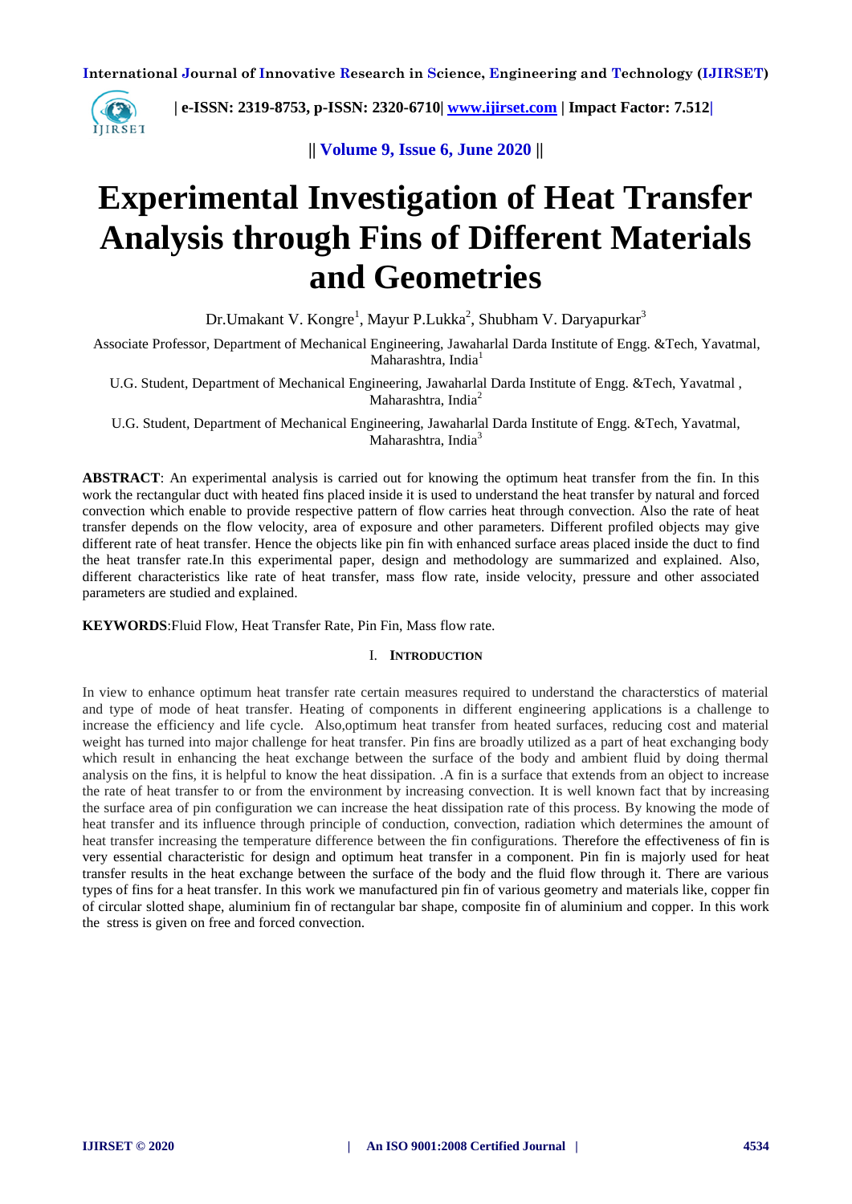# Experimental Investigation of Heat Transfer Analysis through Fins of Different Materials and Geometries

Dr.Umakant V. Kongre[1], Mayur P.Lukka[2], Shubham V. Daryapurkar[3]

Associate Professor, Department of Mechanical Engineering, Jawaharlal Darda Institute of Engg. &Tech, Yavatmal, Maharashtra, India[1]

U.G. Student, Department of Mechanical Engineering, Jawaharlal Darda Institute of Engg. &Tech, Yavatmal , Maharashtra, India[2]

U.G. Student, Department of Mechanical Engineering, Jawaharlal Darda Institute of Engg. &Tech, Yavatmal, Maharashtra, India[3]

**ABSTRACT**: An experimental analysis is carried out for knowing the optimum heat transfer from the fin. In this work the rectangular duct with heated fins placed inside it is used to understand the heat transfer by natural and forced convection which enable to provide respective pattern of flow carries heat through convection. Also the rate of heat transfer depends on the flow velocity, area of exposure and other parameters. Different profiled objects may give different rate of heat transfer. Hence the objects like pin fin with enhanced surface areas placed inside the duct to find the heat transfer rate.In this experimental paper, design and methodology are summarized and explained. Also, different characteristics like rate of heat transfer, mass flow rate, inside velocity, pressure and other associated parameters are studied and explained.

**KEYWORDS**:Fluid Flow, Heat Transfer Rate, Pin Fin, Mass flow rate.

## I. Introduction

In view to enhance optimum heat transfer rate certain measures required to understand the characterstics of material and type of mode of heat transfer. Heating of components in different engineering applications is a challenge to increase the efficiency and life cycle. Also,optimum heat transfer from heated surfaces, reducing cost and material weight has turned into major challenge for heat transfer. Pin fins are broadly utilized as a part of heat exchanging body which result in enhancing the heat exchange between the surface of the body and ambient fluid by doing thermal analysis on the fins, it is helpful to know the heat dissipation. .A fin is a surface that extends from an object to increase the rate of heat transfer to or from the environment by increasing convection. It is well known fact that by increasing the surface area of pin configuration we can increase the heat dissipation rate of this process. By knowing the mode of heat transfer and its influence through principle of conduction, convection, radiation which determines the amount of heat transfer increasing the temperature difference between the fin configurations. Therefore the effectiveness of fin is very essential characteristic for design and optimum heat transfer in a component. Pin fin is majorly used for heat transfer results in the heat exchange between the surface of the body and the fluid flow through it. There are various types of fins for a heat transfer. In this work we manufactured pin fin of various geometry and materials like, copper fin of circular slotted shape, aluminium fin of rectangular bar shape, composite fin of aluminium and copper. In this work the stress is given on free and forced convection.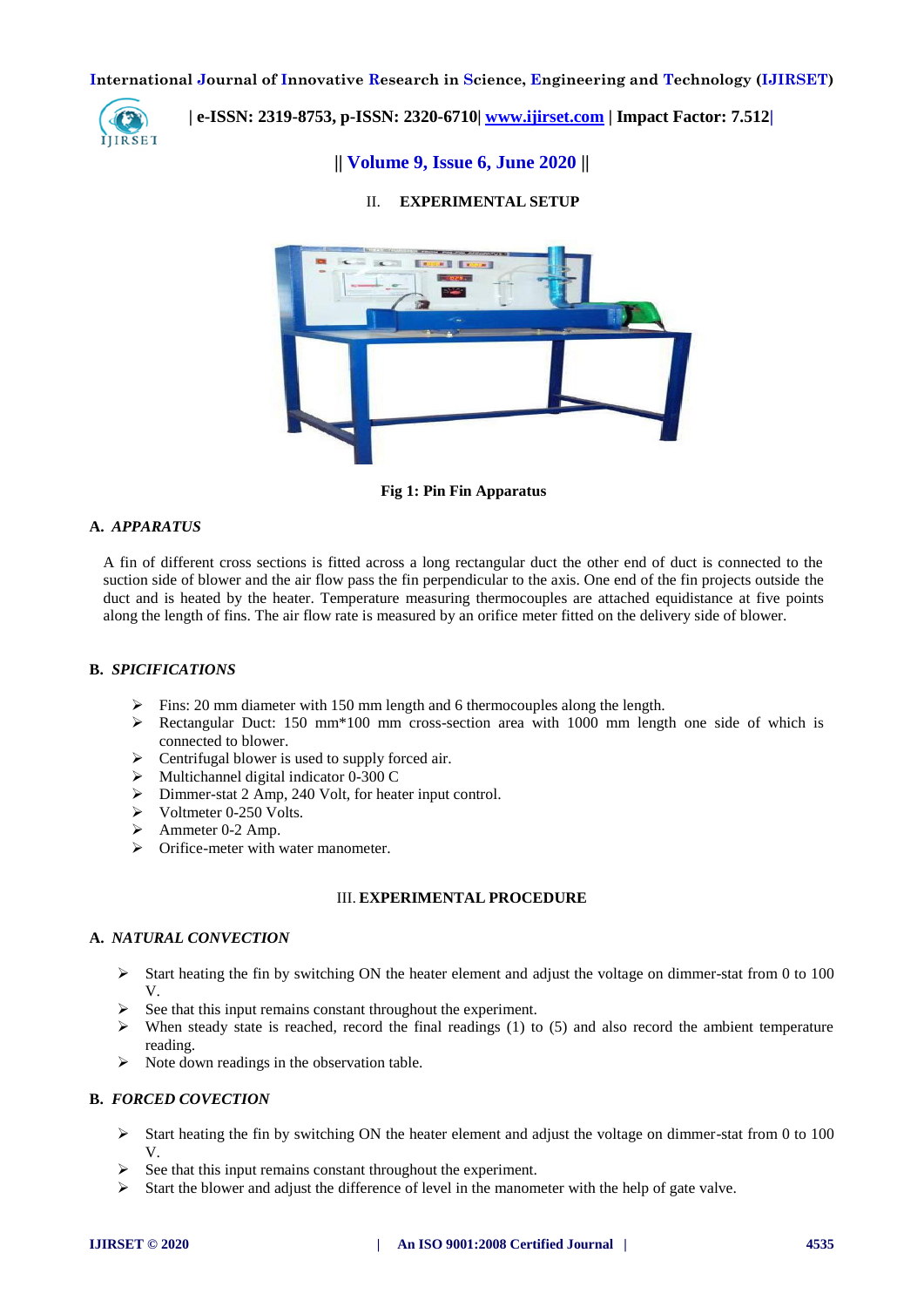## II. EXPERIMENTAL SETUP

Fig 1: Pin Fin Apparatus

### A. *APPARATUS*

A fin of different cross sections is fitted across a long rectangular duct the other end of duct is connected to the suction side of blower and the air flow pass the fin perpendicular to the axis. One end of the fin projects outside the duct and is heated by the heater. Temperature measuring thermocouples are attached equidistance at five points along the length of fins. The air flow rate is measured by an orifice meter fitted on the delivery side of blower.

### B. *SPICIFICATIONS*

- Fins: 20 mm diameter with 150 mm length and 6 thermocouples along the length.
- Rectangular Duct: 150 mm*100 mm cross-section area with 1000 mm length one side of which is connected to blower.
- Centrifugal blower is used to supply forced air.
- Multichannel digital indicator 0-300 C
- Dimmer-stat 2 Amp, 240 Volt, for heater input control.
- Voltmeter 0-250 Volts.
- Ammeter 0-2 Amp.
- Orifice-meter with water manometer.

## III. EXPERIMENTAL PROCEDURE

### A. *NATURAL CONVECTION*

- Start heating the fin by switching ON the heater element and adjust the voltage on dimmer-stat from 0 to 100 V.
- See that this input remains constant throughout the experiment.
- When steady state is reached, record the final readings (1) to (5) and also record the ambient temperature reading.
- Note down readings in the observation table.

### B. *FORCED COVECTION*

- Start heating the fin by switching ON the heater element and adjust the voltage on dimmer-stat from 0 to 100 V.
- See that this input remains constant throughout the experiment.
- Start the blower and adjust the difference of level in the manometer with the help of gate valve.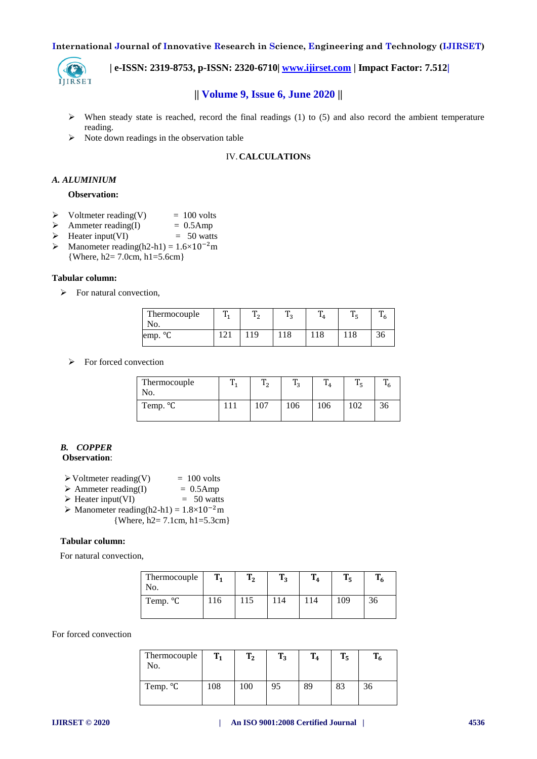- When steady state is reached, record the final readings (1) to (5) and also record the ambient temperature reading.
- Note down readings in the observation table

## IV. CALCULATIONS

### A. ALUMINIUM

**Observation:**

- Voltmeter reading(V) = 100 volts
- Ammeter reading(I) = 0.5Amp
- Heater input(VI) = 50 watts
- Manometer reading(h2-h1) = $1.6\times10^{-2}$m
  {Where, h2= 7.0cm, h1=5.6cm}

**Tabular column:**

- For natural convection,

| Thermocouple No. | $T_1$ | $T_2$ | $T_3$ | $T_4$ | $T_5$ | $T_6$ |
|---|---|---|---|---|---|---|
| emp. °C | 121 | 119 | 118 | 118 | 118 | 36 |

- For forced convection

| Thermocouple No. | $T_1$ | $T_2$ | $T_3$ | $T_4$ | $T_5$ | $T_6$ |
|---|---|---|---|---|---|---|
| Temp. °C | 111 | 107 | 106 | 106 | 102 | 36 |

### B. COPPER

**Observation**:

- Voltmeter reading(V) = 100 volts
- Ammeter reading(I) = 0.5Amp
- Heater input(VI) = 50 watts
- Manometer reading(h2-h1) = $1.8\times10^{-2}$m
  {Where, h2= 7.1cm, h1=5.3cm}

**Tabular column:**

For natural convection,

| Thermocouple No. | $T_1$ | $T_2$ | $T_3$ | $T_4$ | $T_5$ | $T_6$ |
|---|---|---|---|---|---|---|
| Temp. °C | 116 | 115 | 114 | 114 | 109 | 36 |

For forced convection

| Thermocouple No. | $T_1$ | $T_2$ | $T_3$ | $T_4$ | $T_5$ | $T_6$ |
|---|---|---|---|---|---|---|
| Temp. °C | 108 | 100 | 95 | 89 | 83 | 36 |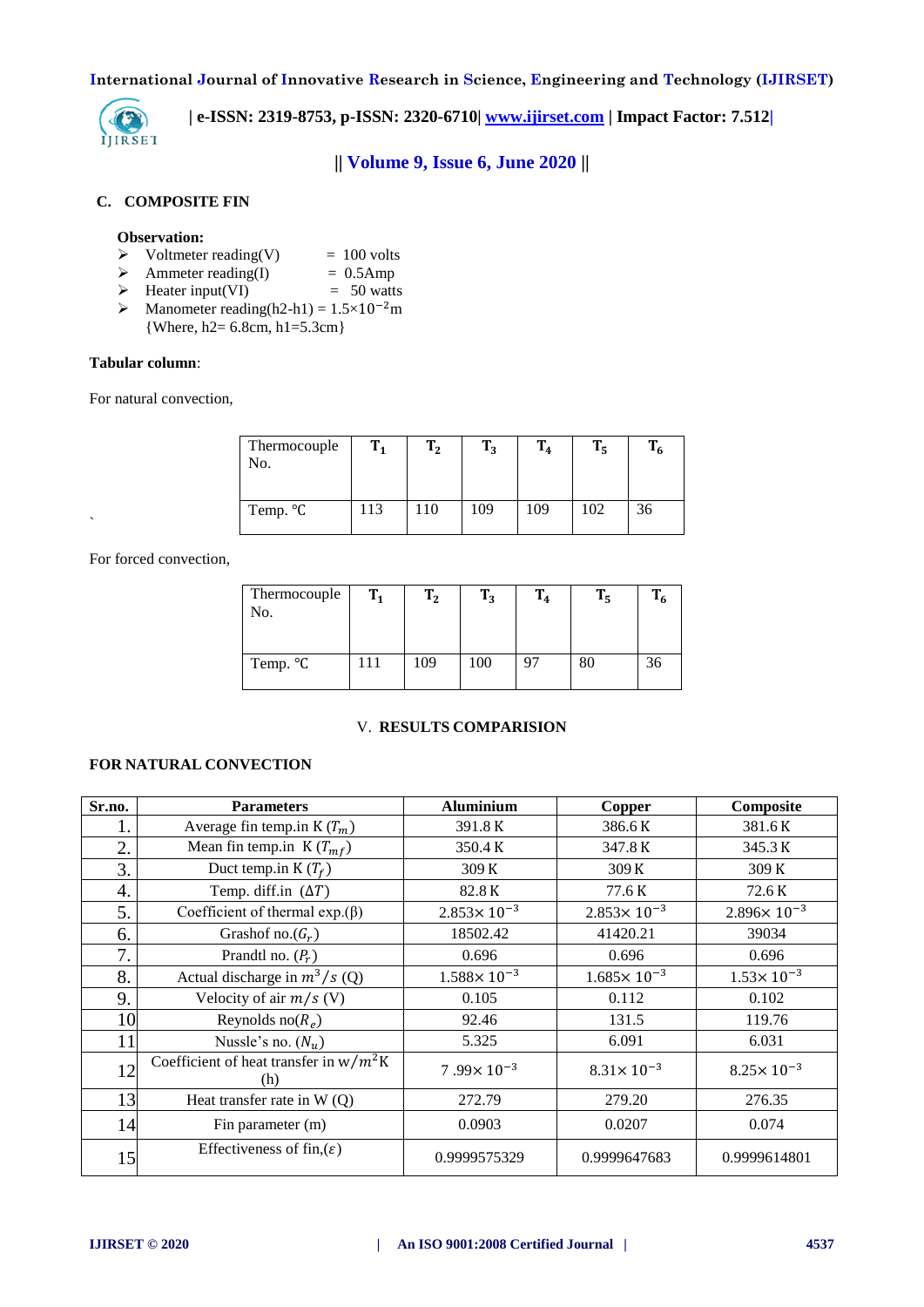### C. COMPOSITE FIN

**Observation:**

- Voltmeter reading(V) = 100 volts
- Ammeter reading(I) = 0.5Amp
- Heater input(VI) = 50 watts
- Manometer reading(h2-h1) = $1.5 \times 10^{-2}$m
  {Where, h2= 6.8cm, h1=5.3cm}

**Tabular column**:

For natural convection,

| Thermocouple No. | $T_1$ | $T_2$ | $T_3$ | $T_4$ | $T_5$ | $T_6$ |
|---|---|---|---|---|---|---|
| Temp. °C | 113 | 110 | 109 | 109 | 102 | 36 |

For forced convection,

| Thermocouple No. | $T_1$ | $T_2$ | $T_3$ | $T_4$ | $T_5$ | $T_6$ |
|---|---|---|---|---|---|---|
| Temp. °C | 111 | 109 | 100 | 97 | 80 | 36 |

## V. RESULTS COMPARISION

**FOR NATURAL CONVECTION**

| Sr.no. | Parameters | Aluminium | Copper | Composite |
|---|---|---|---|---|
| 1. | Average fin temp.in K ($T_m$) | 391.8 K | 386.6 K | 381.6 K |
| 2. | Mean fin temp.in K ($T_{mf}$) | 350.4 K | 347.8 K | 345.3 K |
| 3. | Duct temp.in K ($T_f$) | 309 K | 309 K | 309 K |
| 4. | Temp. diff.in ($\Delta T$) | 82.8 K | 77.6 K | 72.6 K |
| 5. | Coefficient of thermal exp.(β) | $2.853\times 10^{-3}$ | $2.853\times 10^{-3}$ | $2.896\times 10^{-3}$ |
| 6. | Grashof no.($G_r$) | 18502.42 | 41420.21 | 39034 |
| 7. | Prandtl no. ($P_r$) | 0.696 | 0.696 | 0.696 |
| 8. | Actual discharge in $m^3/s$ (Q) | $1.588\times 10^{-3}$ | $1.685\times 10^{-3}$ | $1.53\times 10^{-3}$ |
| 9. | Velocity of air $m/s$ (V) | 0.105 | 0.112 | 0.102 |
| 10 | Reynolds no($R_e$) | 92.46 | 131.5 | 119.76 |
| 11 | Nussle's no. ($N_u$) | 5.325 | 6.091 | 6.031 |
| 12 | Coefficient of heat transfer in w/$m^2$K (h) | $7.99\times 10^{-3}$ | $8.31\times 10^{-3}$ | $8.25\times 10^{-3}$ |
| 13 | Heat transfer rate in W (Q) | 272.79 | 279.20 | 276.35 |
| 14 | Fin parameter (m) | 0.0903 | 0.0207 | 0.074 |
| 15 | Effectiveness of fin,($\varepsilon$) | 0.9999575329 | 0.9999647683 | 0.9999614801 |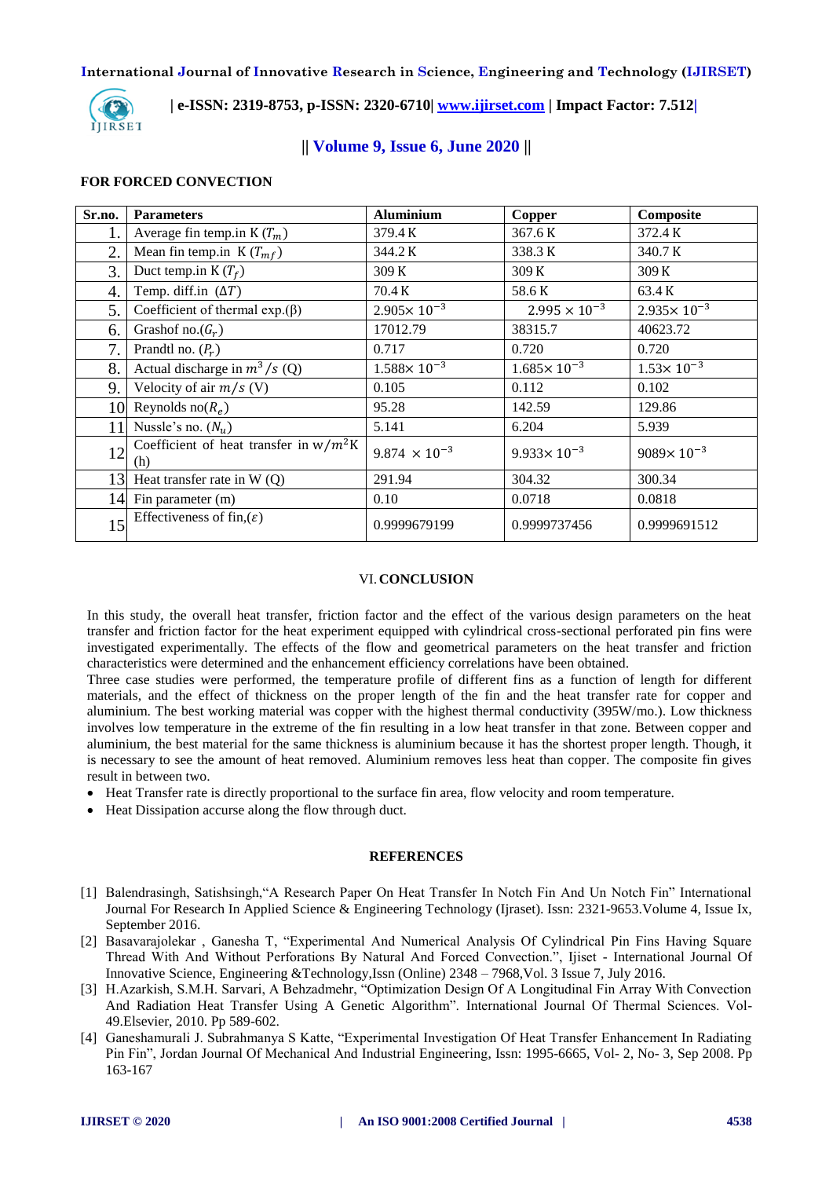### FOR FORCED CONVECTION

| Sr.no. | Parameters | Aluminium | Copper | Composite |
|---|---|---|---|---|
| 1. | Average fin temp.in K ($T_m$) | 379.4 K | 367.6 K | 372.4 K |
| 2. | Mean fin temp.in K ($T_{mf}$) | 344.2 K | 338.3 K | 340.7 K |
| 3. | Duct temp.in K ($T_f$) | 309 K | 309 K | 309 K |
| 4. | Temp. diff.in ($\Delta T$) | 70.4 K | 58.6 K | 63.4 K |
| 5. | Coefficient of thermal exp.(β) | $2.905\times 10^{-3}$ | $2.995 \times 10^{-3}$ | $2.935\times 10^{-3}$ |
| 6. | Grashof no.($G_r$) | 17012.79 | 38315.7 | 40623.72 |
| 7. | Prandtl no. ($P_r$) | 0.717 | 0.720 | 0.720 |
| 8. | Actual discharge in $m^3/s$ (Q) | $1.588\times 10^{-3}$ | $1.685\times 10^{-3}$ | $1.53\times 10^{-3}$ |
| 9. | Velocity of air $m/s$ (V) | 0.105 | 0.112 | 0.102 |
| 10 | Reynolds no($R_e$) | 95.28 | 142.59 | 129.86 |
| 11 | Nussle's no. ($N_u$) | 5.141 | 6.204 | 5.939 |
| 12 | Coefficient of heat transfer in $w/m^2K$ (h) | $9.874 \times 10^{-3}$ | $9.933\times 10^{-3}$ | $9089\times 10^{-3}$ |
| 13 | Heat transfer rate in W (Q) | 291.94 | 304.32 | 300.34 |
| 14 | Fin parameter (m) | 0.10 | 0.0718 | 0.0818 |
| 15 | Effectiveness of fin,($\varepsilon$) | 0.9999679199 | 0.9999737456 | 0.9999691512 |

## VI. CONCLUSION

In this study, the overall heat transfer, friction factor and the effect of the various design parameters on the heat transfer and friction factor for the heat experiment equipped with cylindrical cross-sectional perforated pin fins were investigated experimentally. The effects of the flow and geometrical parameters on the heat transfer and friction characteristics were determined and the enhancement efficiency correlations have been obtained.

Three case studies were performed, the temperature profile of different fins as a function of length for different materials, and the effect of thickness on the proper length of the fin and the heat transfer rate for copper and aluminium. The best working material was copper with the highest thermal conductivity (395W/mo.). Low thickness involves low temperature in the extreme of the fin resulting in a low heat transfer in that zone. Between copper and aluminium, the best material for the same thickness is aluminium because it has the shortest proper length. Though, it is necessary to see the amount of heat removed. Aluminium removes less heat than copper. The composite fin gives result in between two.

- Heat Transfer rate is directly proportional to the surface fin area, flow velocity and room temperature.
- Heat Dissipation accurse along the flow through duct.

## REFERENCES

[1] Balendrasingh, Satishsingh,"A Research Paper On Heat Transfer In Notch Fin And Un Notch Fin" International Journal For Research In Applied Science & Engineering Technology (Ijraset). Issn: 2321-9653.Volume 4, Issue Ix, September 2016.

[2] Basavarajolekar , Ganesha T, "Experimental And Numerical Analysis Of Cylindrical Pin Fins Having Square Thread With And Without Perforations By Natural And Forced Convection.", Ijiset - International Journal Of Innovative Science, Engineering &Technology,Issn (Online) 2348 – 7968,Vol. 3 Issue 7, July 2016.

[3] H.Azarkish, S.M.H. Sarvari, A Behzadmehr, "Optimization Design Of A Longitudinal Fin Array With Convection And Radiation Heat Transfer Using A Genetic Algorithm". International Journal Of Thermal Sciences. Vol-49.Elsevier, 2010. Pp 589-602.

[4] Ganeshamurali J. Subrahmanya S Katte, "Experimental Investigation Of Heat Transfer Enhancement In Radiating Pin Fin", Jordan Journal Of Mechanical And Industrial Engineering, Issn: 1995-6665, Vol- 2, No- 3, Sep 2008. Pp 163-167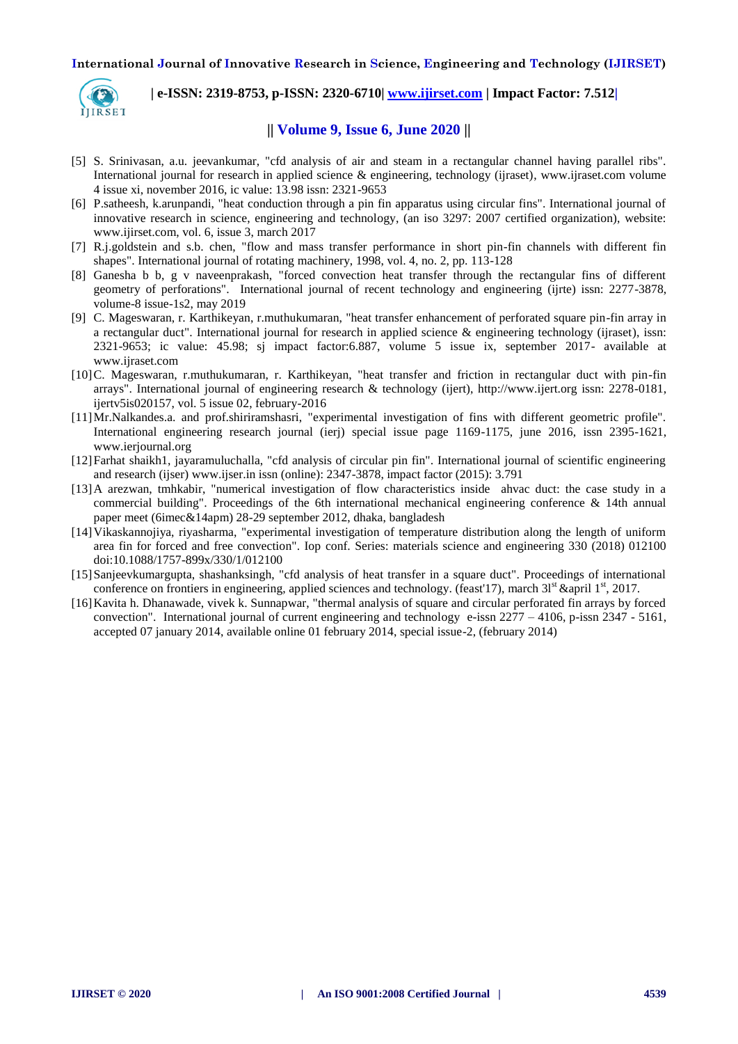[5] S. Srinivasan, a.u. jeevankumar, "cfd analysis of air and steam in a rectangular channel having parallel ribs". International journal for research in applied science & engineering, technology (ijraset), www.ijraset.com volume 4 issue xi, november 2016, ic value: 13.98 issn: 2321-9653

[6] P.satheesh, k.arunpandi, "heat conduction through a pin fin apparatus using circular fins". International journal of innovative research in science, engineering and technology, (an iso 3297: 2007 certified organization), website: www.ijirset.com, vol. 6, issue 3, march 2017

[7] R.j.goldstein and s.b. chen, "flow and mass transfer performance in short pin-fin channels with different fin shapes". International journal of rotating machinery, 1998, vol. 4, no. 2, pp. 113-128

[8] Ganesha b b, g v naveenprakash, "forced convection heat transfer through the rectangular fins of different geometry of perforations". International journal of recent technology and engineering (ijrte) issn: 2277-3878, volume-8 issue-1s2, may 2019

[9] C. Mageswaran, r. Karthikeyan, r.muthukumaran, "heat transfer enhancement of perforated square pin-fin array in a rectangular duct". International journal for research in applied science & engineering technology (ijraset), issn: 2321-9653; ic value: 45.98; sj impact factor:6.887, volume 5 issue ix, september 2017- available at www.ijraset.com

[10] C. Mageswaran, r.muthukumaran, r. Karthikeyan, "heat transfer and friction in rectangular duct with pin-fin arrays". International journal of engineering research & technology (ijert), http://www.ijert.org issn: 2278-0181, ijertv5is020157, vol. 5 issue 02, february-2016

[11] Mr.Nalkandes.a. and prof.shiriramshasri, "experimental investigation of fins with different geometric profile". International engineering research journal (ierj) special issue page 1169-1175, june 2016, issn 2395-1621, www.ierjournal.org

[12] Farhat shaikh1, jayaramuluchalla, "cfd analysis of circular pin fin". International journal of scientific engineering and research (ijser) www.ijser.in issn (online): 2347-3878, impact factor (2015): 3.791

[13] A arezwan, tmhkabir, "numerical investigation of flow characteristics inside ahvac duct: the case study in a commercial building". Proceedings of the 6th international mechanical engineering conference & 14th annual paper meet (6imec&14apm) 28-29 september 2012, dhaka, bangladesh

[14] Vikaskannojiya, riyasharma, "experimental investigation of temperature distribution along the length of uniform area fin for forced and free convection". Iop conf. Series: materials science and engineering 330 (2018) 012100 doi:10.1088/1757-899x/330/1/012100

[15] Sanjeevkumargupta, shashanksingh, "cfd analysis of heat transfer in a square duct". Proceedings of international conference on frontiers in engineering, applied sciences and technology. (feast'17), march 3l[st] &april 1[st], 2017.

[16] Kavita h. Dhanawade, vivek k. Sunnapwar, "thermal analysis of square and circular perforated fin arrays by forced convection". International journal of current engineering and technology e-issn 2277 – 4106, p-issn 2347 - 5161, accepted 07 january 2014, available online 01 february 2014, special issue-2, (february 2014)